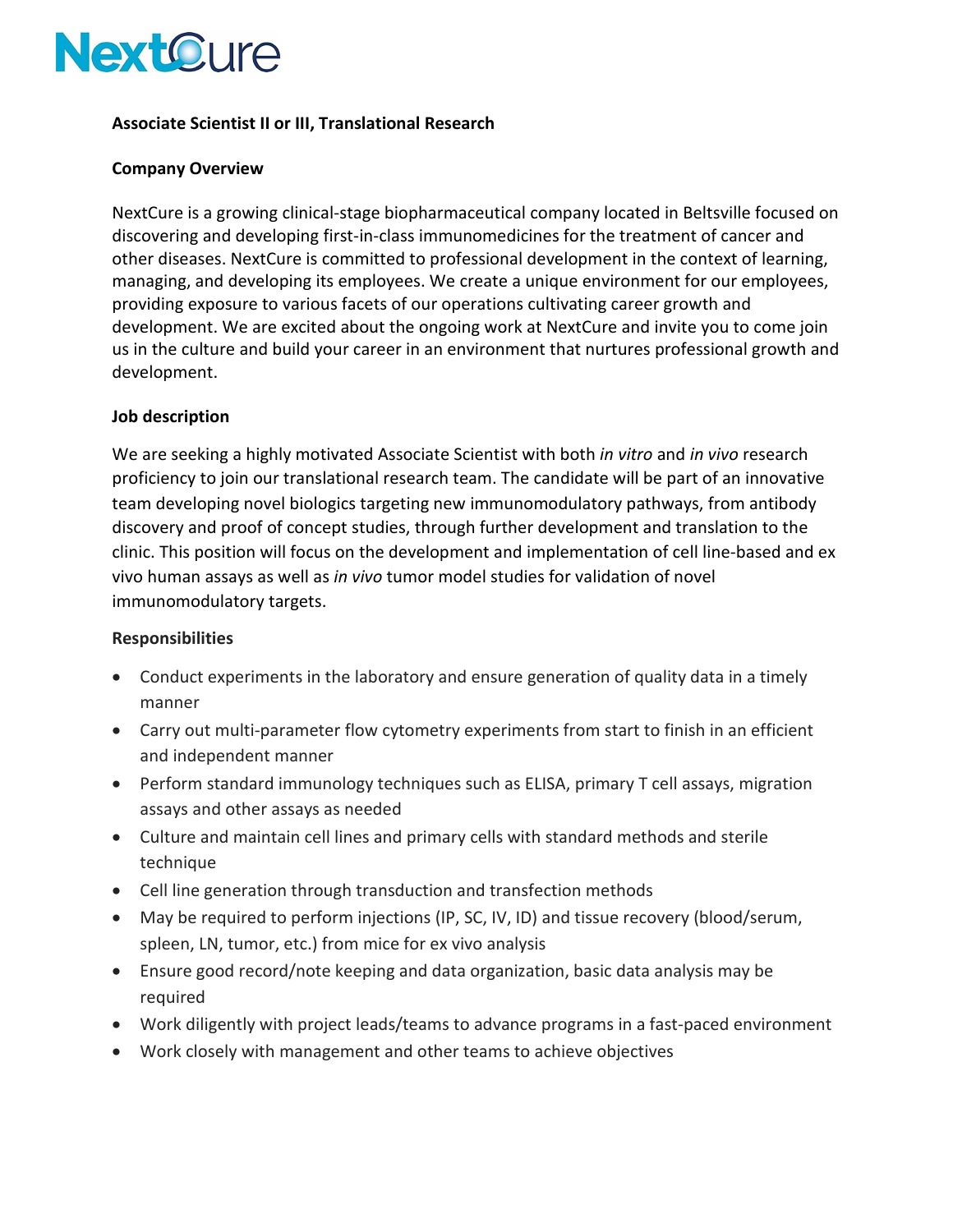# NextCure

## Associate Scientist II or III, Translational Research

### Company Overview

NextCure is a growing clinical-stage biopharmaceutical company located in Beltsville focused on discovering and developing first-in-class immunomedicines for the treatment of cancer and other diseases. NextCure is committed to professional development in the context of learning, managing, and developing its employees. We create a unique environment for our employees, providing exposure to various facets of our operations cultivating career growth and development. We are excited about the ongoing work at NextCure and invite you to come join us in the culture and build your career in an environment that nurtures professional growth and development.

### Job description

We are seeking a highly motivated Associate Scientist with both *in vitro* and *in vivo* research proficiency to join our translational research team. The candidate will be part of an innovative team developing novel biologics targeting new immunomodulatory pathways, from antibody discovery and proof of concept studies, through further development and translation to the clinic. This position will focus on the development and implementation of cell line-based and ex vivo human assays as well as *in vivo* tumor model studies for validation of novel immunomodulatory targets.

### Responsibilities

- Conduct experiments in the laboratory and ensure generation of quality data in a timely manner
- Carry out multi-parameter flow cytometry experiments from start to finish in an efficient and independent manner
- Perform standard immunology techniques such as ELISA, primary T cell assays, migration assays and other assays as needed
- Culture and maintain cell lines and primary cells with standard methods and sterile technique
- Cell line generation through transduction and transfection methods
- May be required to perform injections (IP, SC, IV, ID) and tissue recovery (blood/serum, spleen, LN, tumor, etc.) from mice for ex vivo analysis
- Ensure good record/note keeping and data organization, basic data analysis may be required
- Work diligently with project leads/teams to advance programs in a fast-paced environment
- Work closely with management and other teams to achieve objectives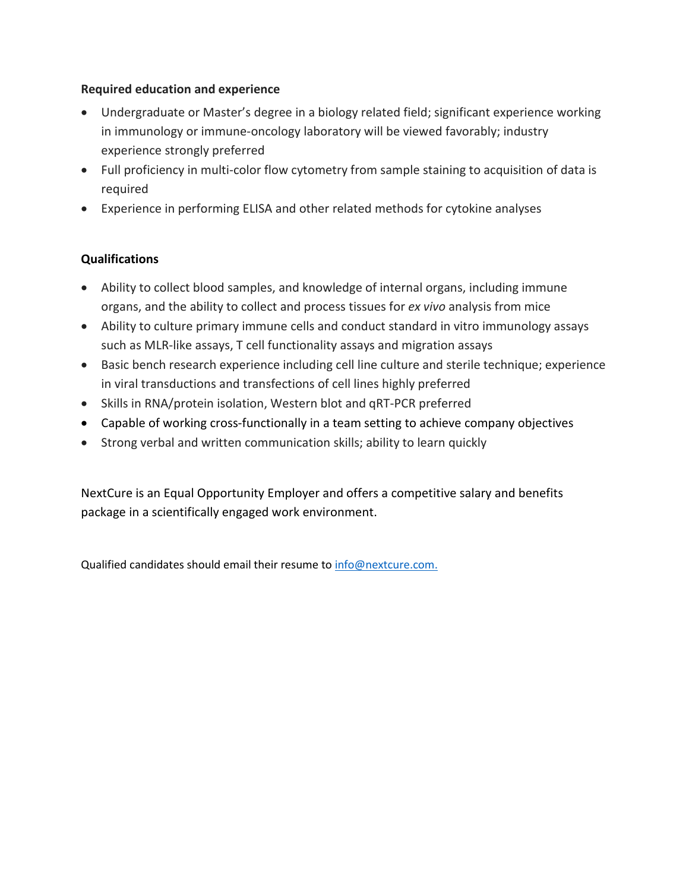**Required education and experience**

- Undergraduate or Master's degree in a biology related field; significant experience working in immunology or immune-oncology laboratory will be viewed favorably; industry experience strongly preferred
- Full proficiency in multi-color flow cytometry from sample staining to acquisition of data is required
- Experience in performing ELISA and other related methods for cytokine analyses

**Qualifications**

- Ability to collect blood samples, and knowledge of internal organs, including immune organs, and the ability to collect and process tissues for *ex vivo* analysis from mice
- Ability to culture primary immune cells and conduct standard in vitro immunology assays such as MLR-like assays, T cell functionality assays and migration assays
- Basic bench research experience including cell line culture and sterile technique; experience in viral transductions and transfections of cell lines highly preferred
- Skills in RNA/protein isolation, Western blot and qRT-PCR preferred
- Capable of working cross-functionally in a team setting to achieve company objectives
- Strong verbal and written communication skills; ability to learn quickly

NextCure is an Equal Opportunity Employer and offers a competitive salary and benefits package in a scientifically engaged work environment.

Qualified candidates should email their resume to info@nextcure.com.